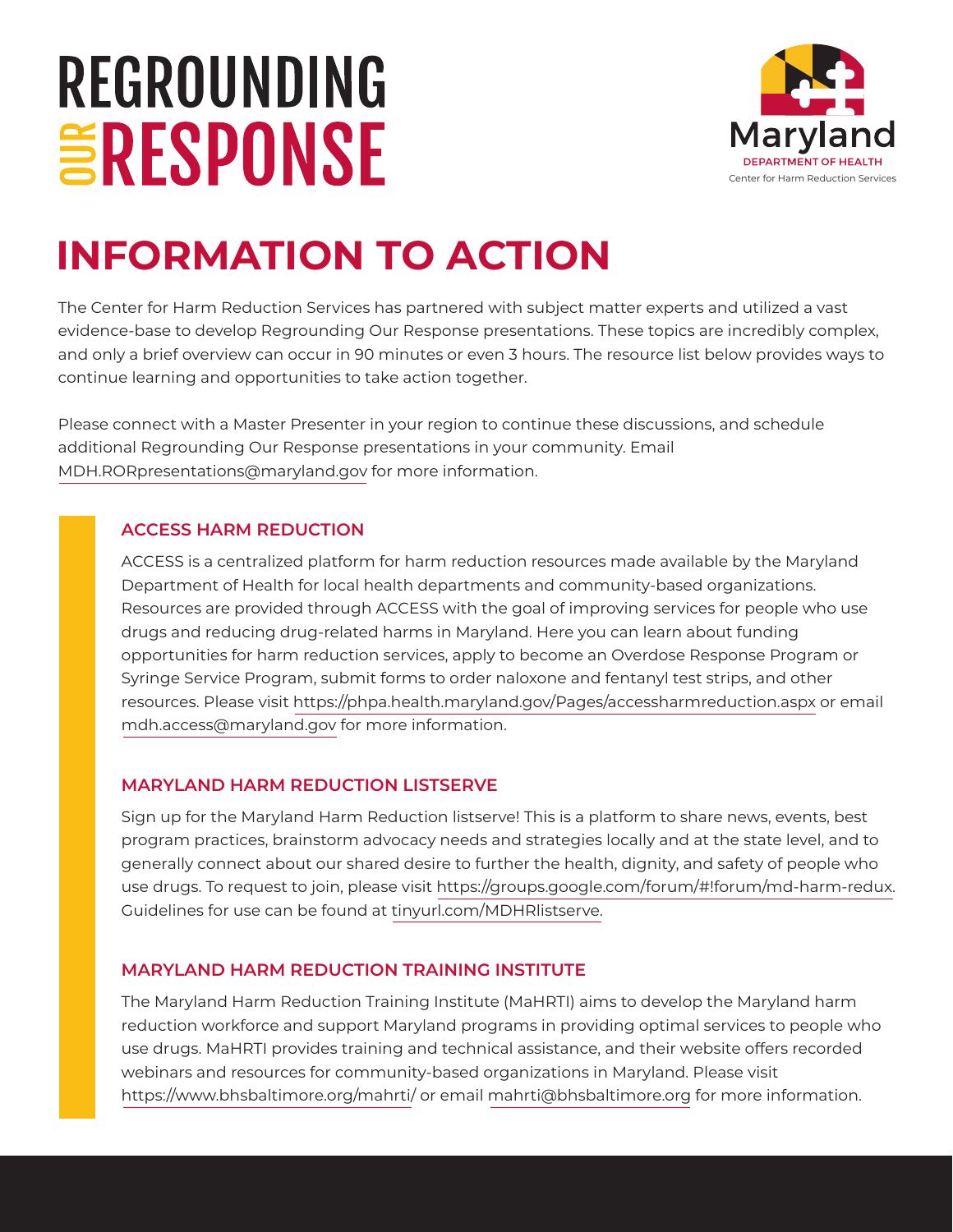# REGROUNDING OUR RESPONSE

Maryland
DEPARTMENT OF HEALTH
Center for Harm Reduction Services

## INFORMATION TO ACTION

The Center for Harm Reduction Services has partnered with subject matter experts and utilized a vast evidence-base to develop Regrounding Our Response presentations. These topics are incredibly complex, and only a brief overview can occur in 90 minutes or even 3 hours. The resource list below provides ways to continue learning and opportunities to take action together.

Please connect with a Master Presenter in your region to continue these discussions, and schedule additional Regrounding Our Response presentations in your community. Email MDH.RORpresentations@maryland.gov for more information.

### ACCESS HARM REDUCTION

ACCESS is a centralized platform for harm reduction resources made available by the Maryland Department of Health for local health departments and community-based organizations. Resources are provided through ACCESS with the goal of improving services for people who use drugs and reducing drug-related harms in Maryland. Here you can learn about funding opportunities for harm reduction services, apply to become an Overdose Response Program or Syringe Service Program, submit forms to order naloxone and fentanyl test strips, and other resources. Please visit https://phpa.health.maryland.gov/Pages/accessharmreduction.aspx or email mdh.access@maryland.gov for more information.

### MARYLAND HARM REDUCTION LISTSERVE

Sign up for the Maryland Harm Reduction listserve! This is a platform to share news, events, best program practices, brainstorm advocacy needs and strategies locally and at the state level, and to generally connect about our shared desire to further the health, dignity, and safety of people who use drugs. To request to join, please visit https://groups.google.com/forum/#!forum/md-harm-redux. Guidelines for use can be found at tinyurl.com/MDHRlistserve.

### MARYLAND HARM REDUCTION TRAINING INSTITUTE

The Maryland Harm Reduction Training Institute (MaHRTI) aims to develop the Maryland harm reduction workforce and support Maryland programs in providing optimal services to people who use drugs. MaHRTI provides training and technical assistance, and their website offers recorded webinars and resources for community-based organizations in Maryland. Please visit https://www.bhsbaltimore.org/mahrti/ or email mahrti@bhsbaltimore.org for more information.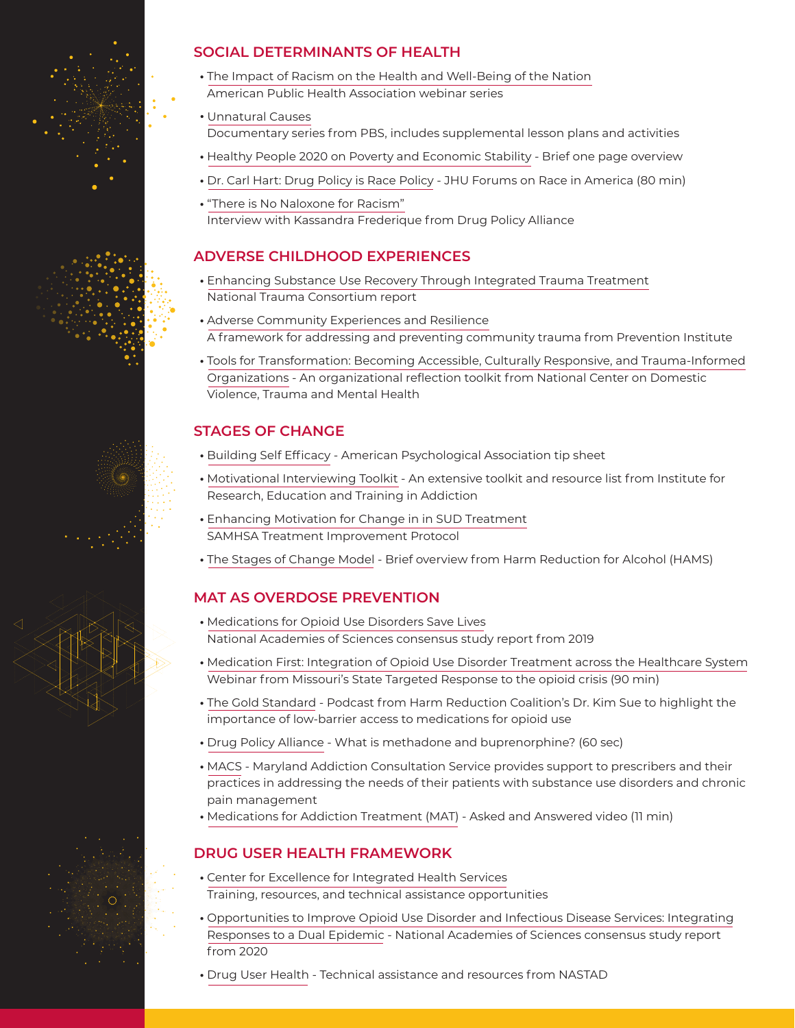## SOCIAL DETERMINANTS OF HEALTH

- The Impact of Racism on the Health and Well-Being of the Nation
  American Public Health Association webinar series
- Unnatural Causes
  Documentary series from PBS, includes supplemental lesson plans and activities
- Healthy People 2020 on Poverty and Economic Stability - Brief one page overview
- Dr. Carl Hart: Drug Policy is Race Policy - JHU Forums on Race in America (80 min)
- "There is No Naloxone for Racism"
  Interview with Kassandra Frederique from Drug Policy Alliance

## ADVERSE CHILDHOOD EXPERIENCES

- Enhancing Substance Use Recovery Through Integrated Trauma Treatment
  National Trauma Consortium report
- Adverse Community Experiences and Resilience
  A framework for addressing and preventing community trauma from Prevention Institute
- Tools for Transformation: Becoming Accessible, Culturally Responsive, and Trauma-Informed Organizations - An organizational reflection toolkit from National Center on Domestic Violence, Trauma and Mental Health

## STAGES OF CHANGE

- Building Self Efficacy - American Psychological Association tip sheet
- Motivational Interviewing Toolkit - An extensive toolkit and resource list from Institute for Research, Education and Training in Addiction
- Enhancing Motivation for Change in in SUD Treatment
  SAMHSA Treatment Improvement Protocol
- The Stages of Change Model - Brief overview from Harm Reduction for Alcohol (HAMS)

## MAT AS OVERDOSE PREVENTION

- Medications for Opioid Use Disorders Save Lives
  National Academies of Sciences consensus study report from 2019
- Medication First: Integration of Opioid Use Disorder Treatment across the Healthcare System
  Webinar from Missouri's State Targeted Response to the opioid crisis (90 min)
- The Gold Standard - Podcast from Harm Reduction Coalition's Dr. Kim Sue to highlight the importance of low-barrier access to medications for opioid use
- Drug Policy Alliance - What is methadone and buprenorphine? (60 sec)
- MACS - Maryland Addiction Consultation Service provides support to prescribers and their practices in addressing the needs of their patients with substance use disorders and chronic pain management
- Medications for Addiction Treatment (MAT) - Asked and Answered video (11 min)

## DRUG USER HEALTH FRAMEWORK

- Center for Excellence for Integrated Health Services
  Training, resources, and technical assistance opportunities
- Opportunities to Improve Opioid Use Disorder and Infectious Disease Services: Integrating Responses to a Dual Epidemic - National Academies of Sciences consensus study report from 2020
- Drug User Health - Technical assistance and resources from NASTAD